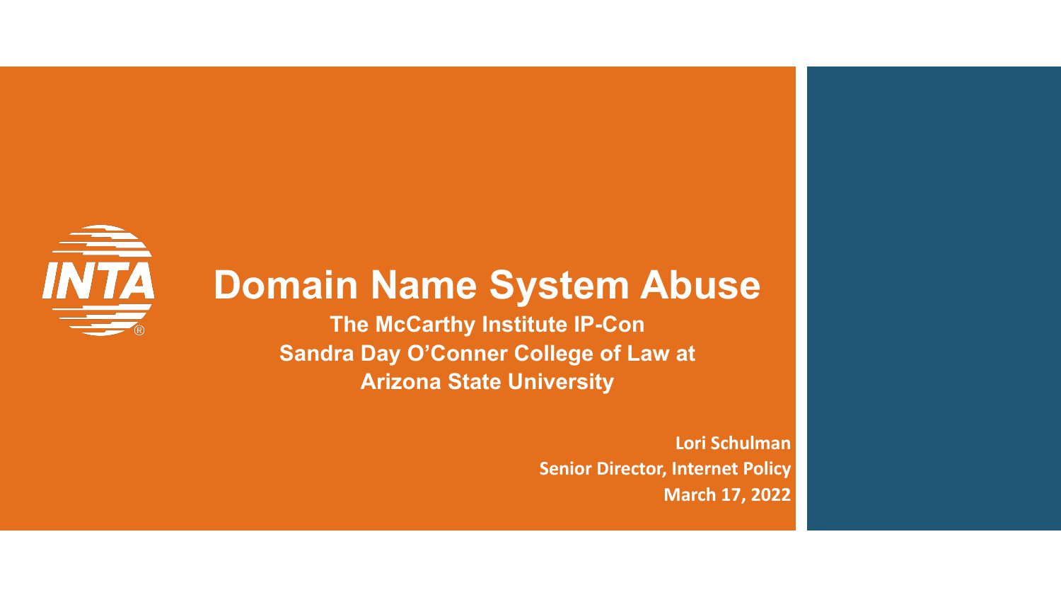# Domain Name System Abuse

**The McCarthy Institute IP-Con**
**Sandra Day O'Conner College of Law at Arizona State University**

**Lori Schulman**
**Senior Director, Internet Policy**
**March 17, 2022**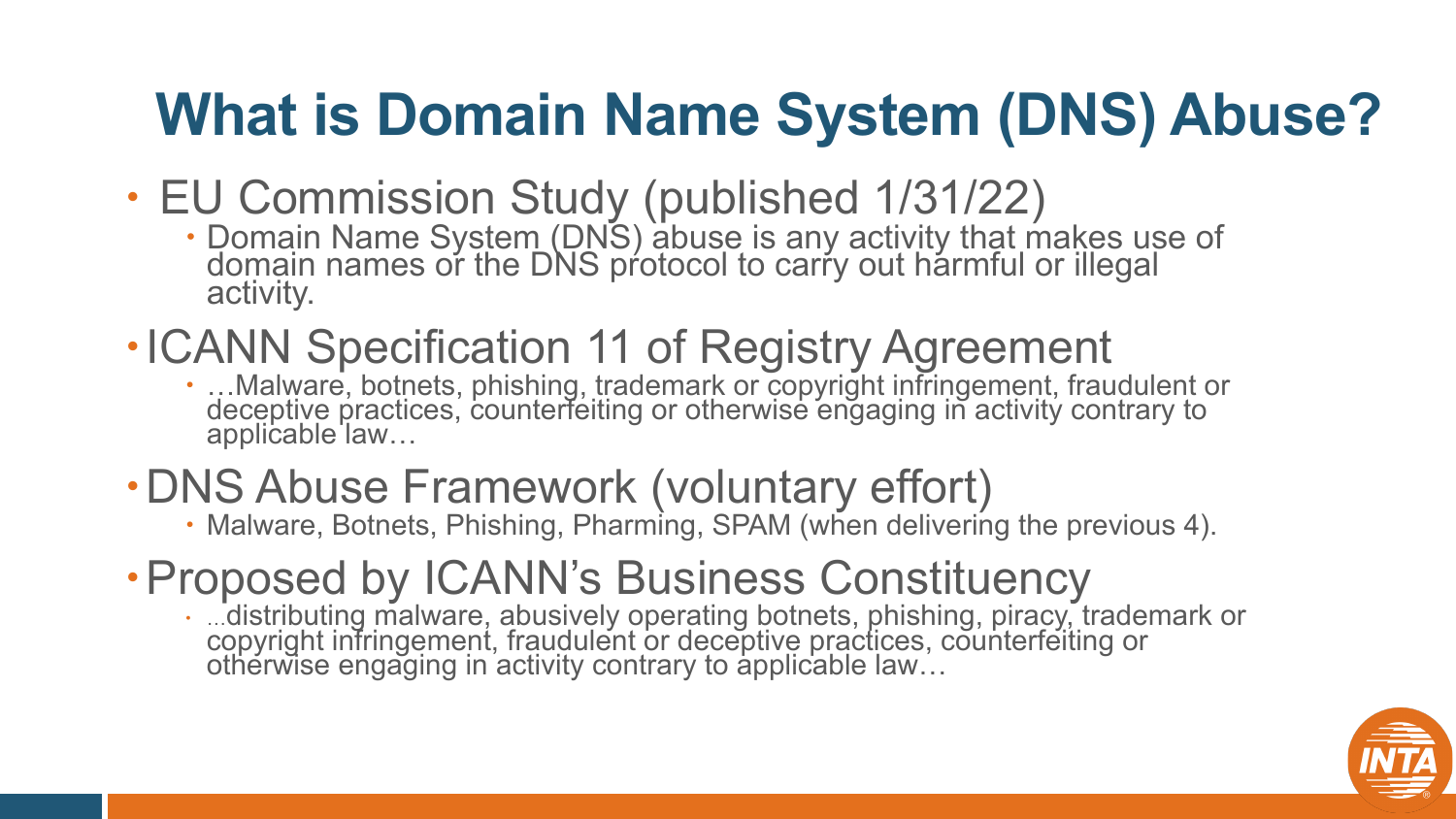# What is Domain Name System (DNS) Abuse?

- EU Commission Study (published 1/31/22)
  - Domain Name System (DNS) abuse is any activity that makes use of domain names or the DNS protocol to carry out harmful or illegal activity.
- ICANN Specification 11 of Registry Agreement
  - …Malware, botnets, phishing, trademark or copyright infringement, fraudulent or deceptive practices, counterfeiting or otherwise engaging in activity contrary to applicable law…
- DNS Abuse Framework (voluntary effort)
  - Malware, Botnets, Phishing, Pharming, SPAM (when delivering the previous 4).
- Proposed by ICANN's Business Constituency
  - …distributing malware, abusively operating botnets, phishing, piracy, trademark or copyright infringement, fraudulent or deceptive practices, counterfeiting or otherwise engaging in activity contrary to applicable law…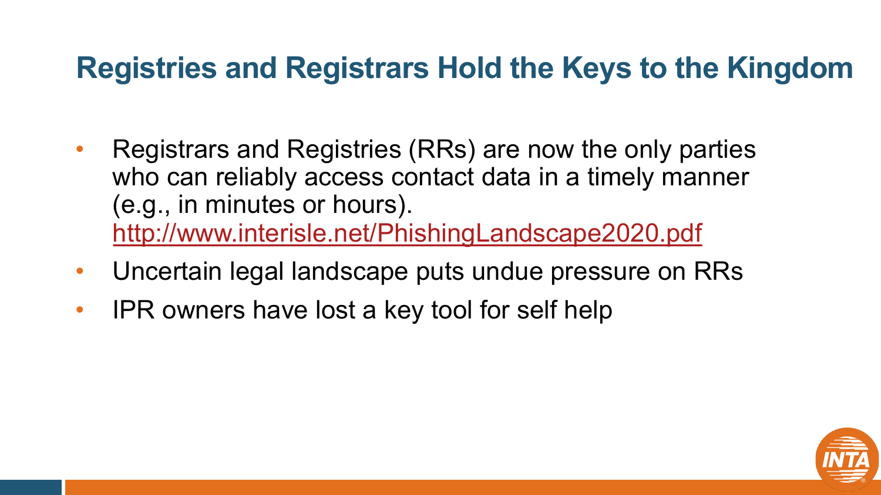## Registries and Registrars Hold the Keys to the Kingdom

- Registrars and Registries (RRs) are now the only parties who can reliably access contact data in a timely manner (e.g., in minutes or hours). http://www.interisle.net/PhishingLandscape2020.pdf
- Uncertain legal landscape puts undue pressure on RRs
- IPR owners have lost a key tool for self help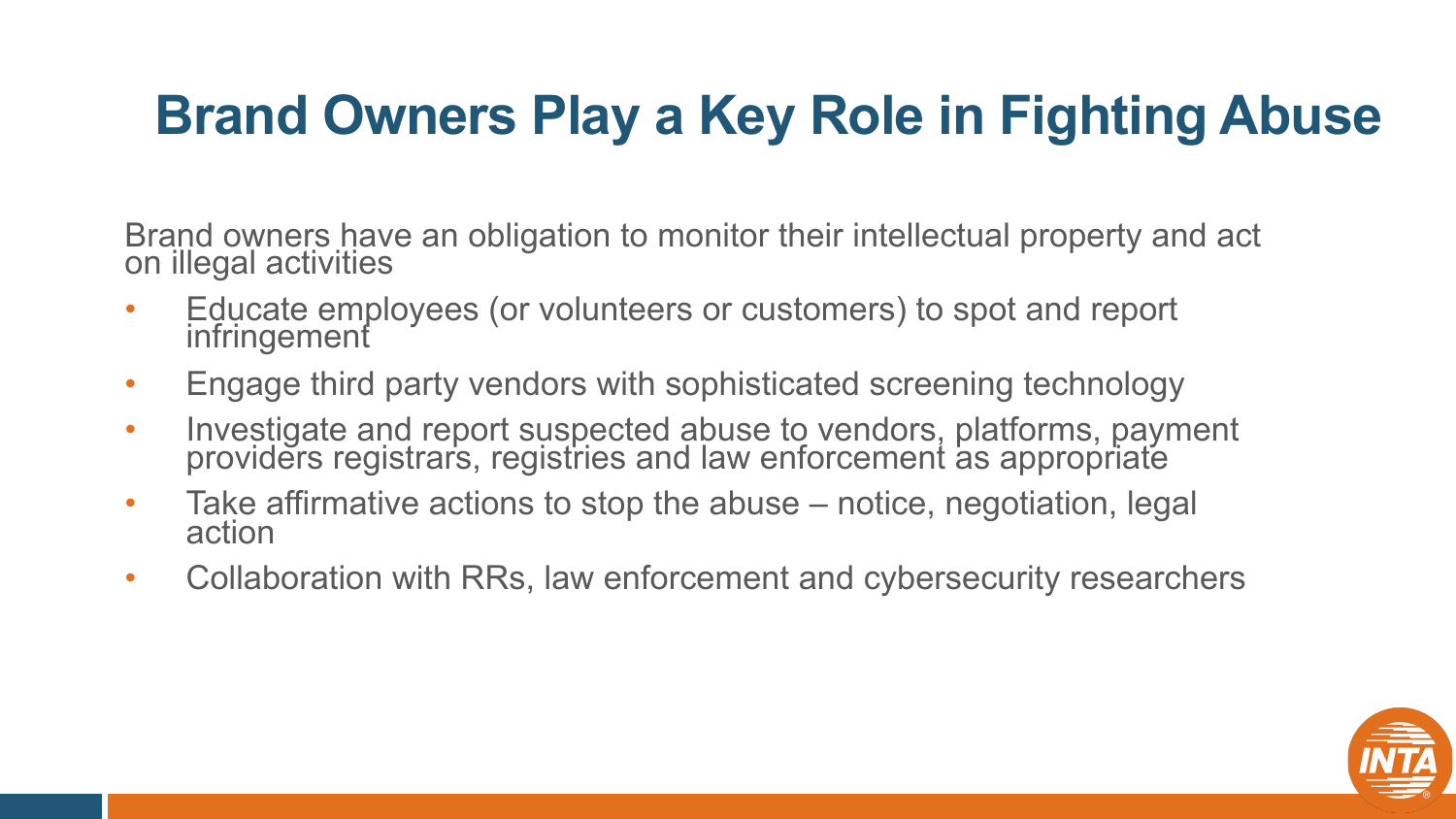# Brand Owners Play a Key Role in Fighting Abuse

Brand owners have an obligation to monitor their intellectual property and act on illegal activities

- Educate employees (or volunteers or customers) to spot and report infringement
- Engage third party vendors with sophisticated screening technology
- Investigate and report suspected abuse to vendors, platforms, payment providers registrars, registries and law enforcement as appropriate
- Take affirmative actions to stop the abuse – notice, negotiation, legal action
- Collaboration with RRs, law enforcement and cybersecurity researchers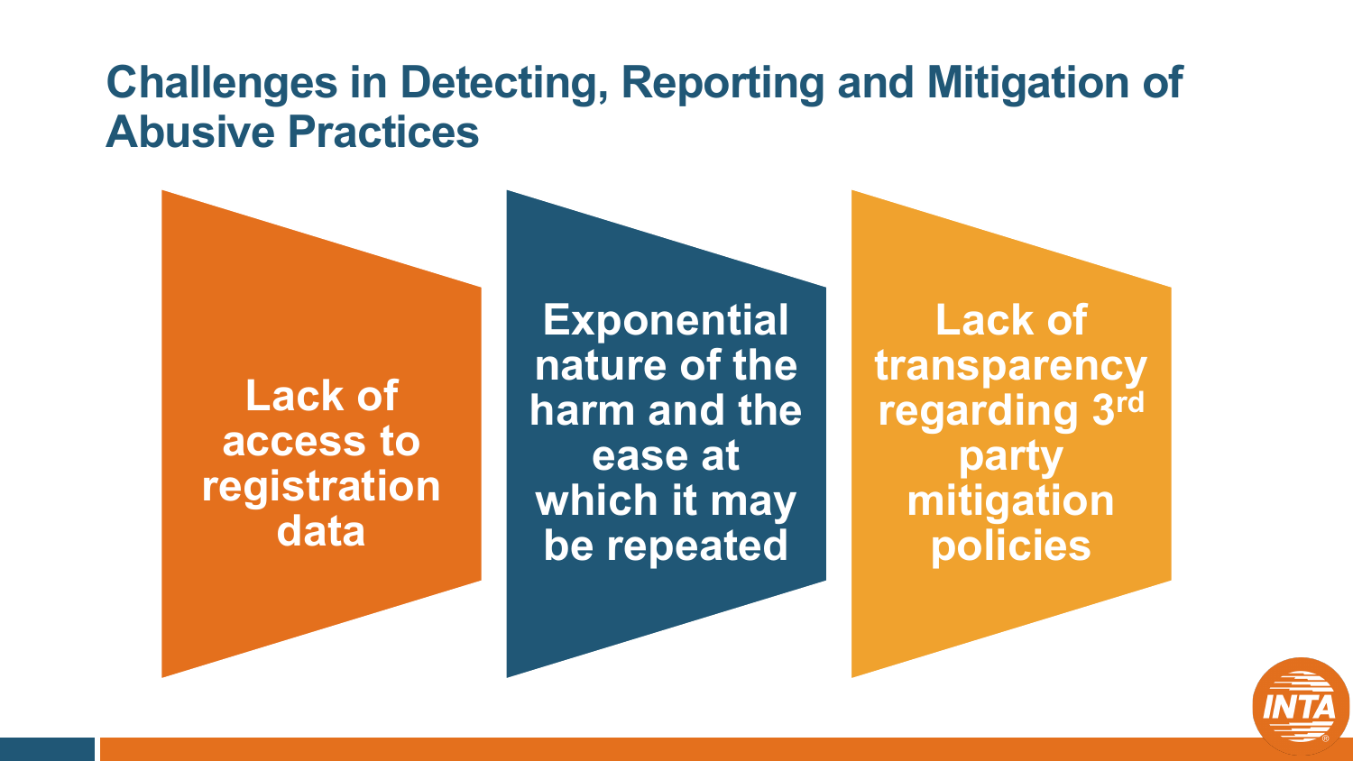# Challenges in Detecting, Reporting and Mitigation of Abusive Practices

- **Lack of access to registration data**
- **Exponential nature of the harm and the ease at which it may be repeated**
- **Lack of transparency regarding 3rd party mitigation policies**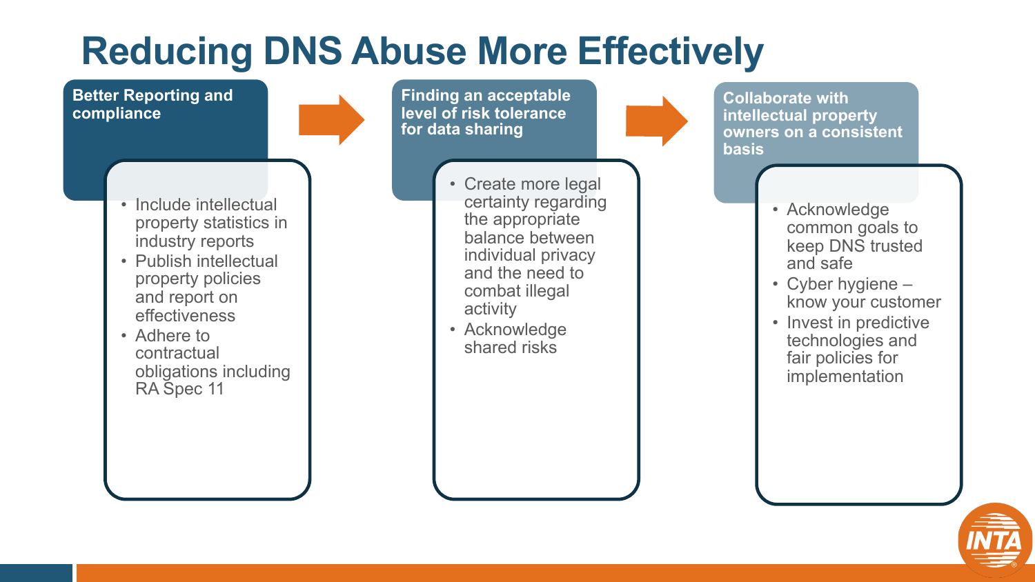# Reducing DNS Abuse More Effectively

### Better Reporting and compliance

- Include intellectual property statistics in industry reports
- Publish intellectual property policies and report on effectiveness
- Adhere to contractual obligations including RA Spec 11

### Finding an acceptable level of risk tolerance for data sharing

- Create more legal certainty regarding the appropriate balance between individual privacy and the need to combat illegal activity
- Acknowledge shared risks

### Collaborate with intellectual property owners on a consistent basis

- Acknowledge common goals to keep DNS trusted and safe
- Cyber hygiene – know your customer
- Invest in predictive technologies and fair policies for implementation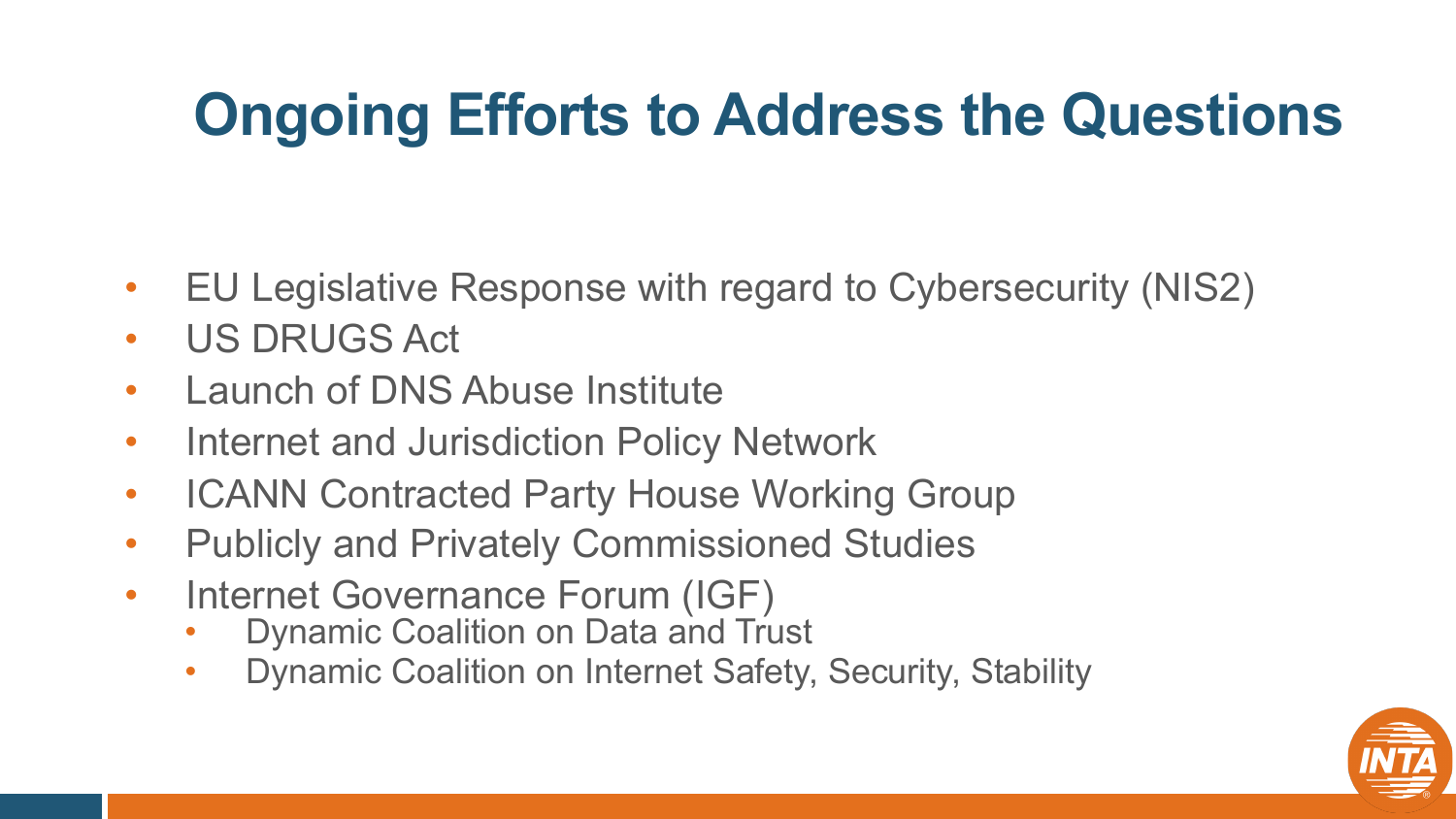# Ongoing Efforts to Address the Questions

- EU Legislative Response with regard to Cybersecurity (NIS2)
- US DRUGS Act
- Launch of DNS Abuse Institute
- Internet and Jurisdiction Policy Network
- ICANN Contracted Party House Working Group
- Publicly and Privately Commissioned Studies
- Internet Governance Forum (IGF)
  - Dynamic Coalition on Data and Trust
  - Dynamic Coalition on Internet Safety, Security, Stability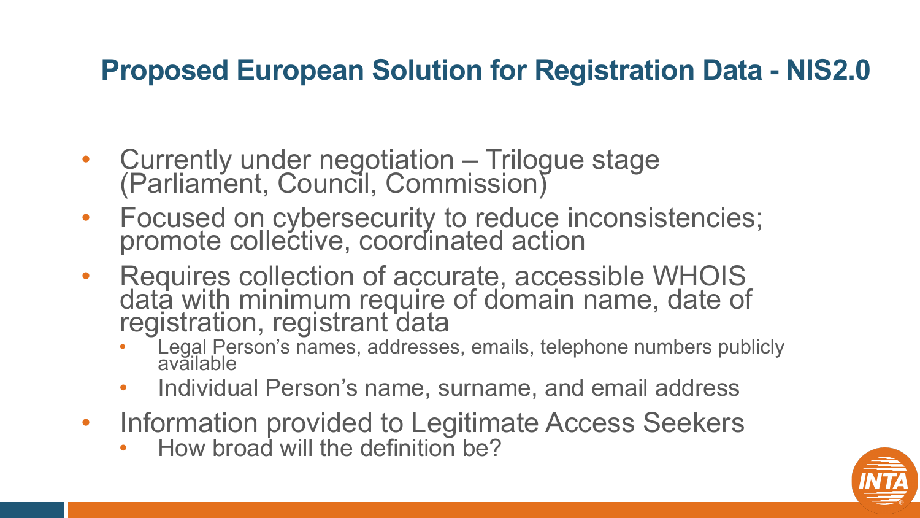## Proposed European Solution for Registration Data - NIS2.0

- Currently under negotiation – Trilogue stage (Parliament, Council, Commission)
- Focused on cybersecurity to reduce inconsistencies; promote collective, coordinated action
- Requires collection of accurate, accessible WHOIS data with minimum require of domain name, date of registration, registrant data
  - Legal Person's names, addresses, emails, telephone numbers publicly available
  - Individual Person's name, surname, and email address
- Information provided to Legitimate Access Seekers
  - How broad will the definition be?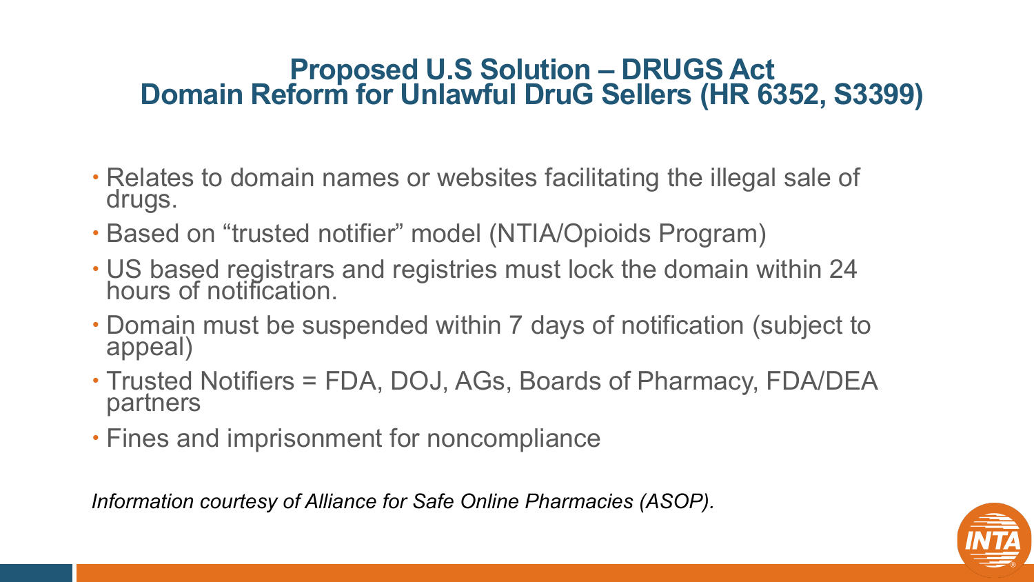# Proposed U.S Solution – DRUGS Act
# Domain Reform for Unlawful DruG Sellers (HR 6352, S3399)

- Relates to domain names or websites facilitating the illegal sale of drugs.
- Based on "trusted notifier" model (NTIA/Opioids Program)
- US based registrars and registries must lock the domain within 24 hours of notification.
- Domain must be suspended within 7 days of notification (subject to appeal)
- Trusted Notifiers = FDA, DOJ, AGs, Boards of Pharmacy, FDA/DEA partners
- Fines and imprisonment for noncompliance

*Information courtesy of Alliance for Safe Online Pharmacies (ASOP).*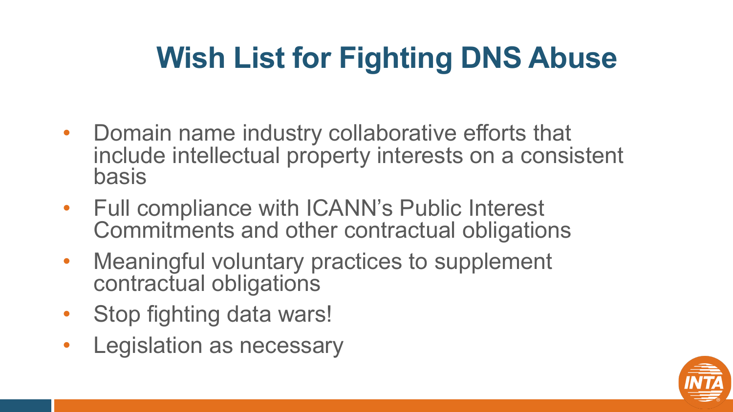# Wish List for Fighting DNS Abuse

- Domain name industry collaborative efforts that include intellectual property interests on a consistent basis
- Full compliance with ICANN's Public Interest Commitments and other contractual obligations
- Meaningful voluntary practices to supplement contractual obligations
- Stop fighting data wars!
- Legislation as necessary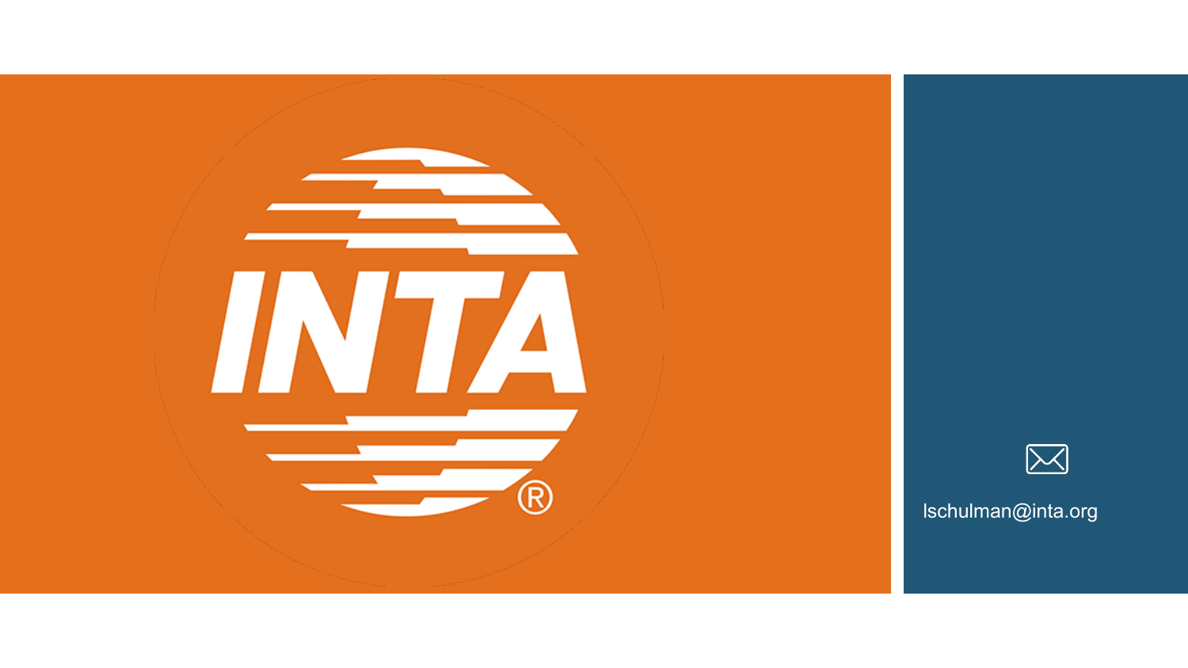INTA®

lschulman@inta.org